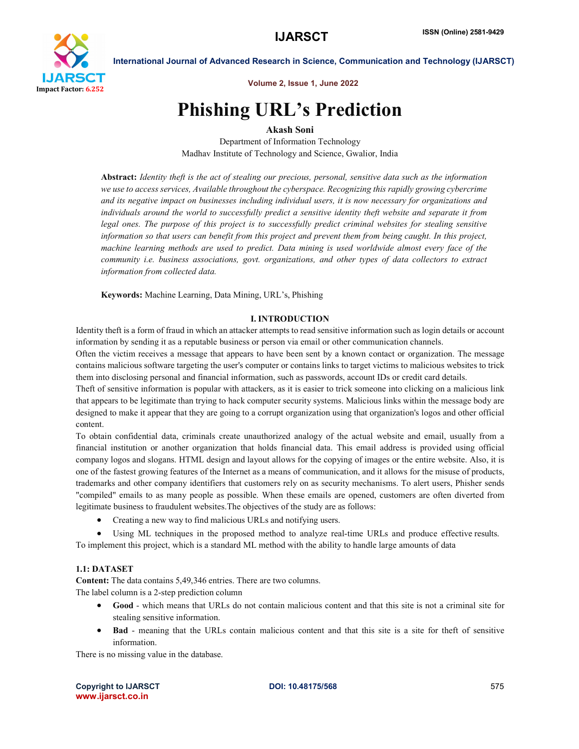# Phishing URL's Prediction

**Akash Soni**

Department of Information Technology

Madhav Institute of Technology and Science, Gwalior, India

**Abstract:** *Identity theft is the act of stealing our precious, personal, sensitive data such as the information we use to access services, Available throughout the cyberspace. Recognizing this rapidly growing cybercrime and its negative impact on businesses including individual users, it is now necessary for organizations and individuals around the world to successfully predict a sensitive identity theft website and separate it from legal ones. The purpose of this project is to successfully predict criminal websites for stealing sensitive information so that users can benefit from this project and prevent them from being caught. In this project, machine learning methods are used to predict. Data mining is used worldwide almost every face of the community i.e. business associations, govt. organizations, and other types of data collectors to extract information from collected data.*

**Keywords:** Machine Learning, Data Mining, URL's, Phishing

## I. INTRODUCTION

Identity theft is a form of fraud in which an attacker attempts to read sensitive information such as login details or account information by sending it as a reputable business or person via email or other communication channels.

Often the victim receives a message that appears to have been sent by a known contact or organization. The message contains malicious software targeting the user's computer or contains links to target victims to malicious websites to trick them into disclosing personal and financial information, such as passwords, account IDs or credit card details.

Theft of sensitive information is popular with attackers, as it is easier to trick someone into clicking on a malicious link that appears to be legitimate than trying to hack computer security systems. Malicious links within the message body are designed to make it appear that they are going to a corrupt organization using that organization's logos and other official content.

To obtain confidential data, criminals create unauthorized analogy of the actual website and email, usually from a financial institution or another organization that holds financial data. This email address is provided using official company logos and slogans. HTML design and layout allows for the copying of images or the entire website. Also, it is one of the fastest growing features of the Internet as a means of communication, and it allows for the misuse of products, trademarks and other company identifiers that customers rely on as security mechanisms. To alert users, Phisher sends "compiled" emails to as many people as possible. When these emails are opened, customers are often diverted from legitimate business to fraudulent websites.The objectives of the study are as follows:

- Creating a new way to find malicious URLs and notifying users.
- Using ML techniques in the proposed method to analyze real-time URLs and produce effective results.

To implement this project, which is a standard ML method with the ability to handle large amounts of data

### 1.1: DATASET

**Content:** The data contains 5,49,346 entries. There are two columns.

The label column is a 2-step prediction column

- **Good** - which means that URLs do not contain malicious content and that this site is not a criminal site for stealing sensitive information.
- **Bad** - meaning that the URLs contain malicious content and that this site is a site for theft of sensitive information.

There is no missing value in the database.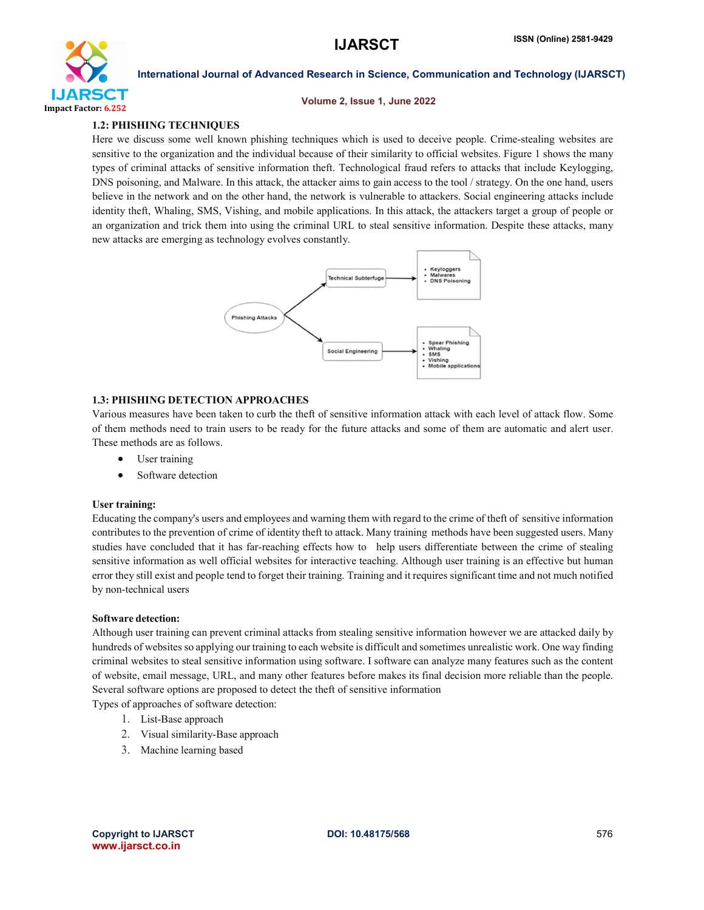### 1.2: PHISHING TECHNIQUES

Here we discuss some well known phishing techniques which is used to deceive people. Crime-stealing websites are sensitive to the organization and the individual because of their similarity to official websites. Figure 1 shows the many types of criminal attacks of sensitive information theft. Technological fraud refers to attacks that include Keylogging, DNS poisoning, and Malware. In this attack, the attacker aims to gain access to the tool / strategy. On the one hand, users believe in the network and on the other hand, the network is vulnerable to attackers. Social engineering attacks include identity theft, Whaling, SMS, Vishing, and mobile applications. In this attack, the attackers target a group of people or an organization and trick them into using the criminal URL to steal sensitive information. Despite these attacks, many new attacks are emerging as technology evolves constantly.

Phishing Attacks → Technical Subterfuge → Keyloggers, Malwares, DNS Poisoning

Phishing Attacks → Social Engineering → Spear Phishing, Whaling, SMS, Vishing, Mobile applications

### 1.3: PHISHING DETECTION APPROACHES

Various measures have been taken to curb the theft of sensitive information attack with each level of attack flow. Some of them methods need to train users to be ready for the future attacks and some of them are automatic and alert user. These methods are as follows.

- User training
- Software detection

**User training:**

Educating the company's users and employees and warning them with regard to the crime of theft of sensitive information contributes to the prevention of crime of identity theft to attack. Many training methods have been suggested users. Many studies have concluded that it has far-reaching effects how to help users differentiate between the crime of stealing sensitive information as well official websites for interactive teaching. Although user training is an effective but human error they still exist and people tend to forget their training. Training and it requires significant time and not much notified by non-technical users

**Software detection:**

Although user training can prevent criminal attacks from stealing sensitive information however we are attacked daily by hundreds of websites so applying our training to each website is difficult and sometimes unrealistic work. One way finding criminal websites to steal sensitive information using software. I software can analyze many features such as the content of website, email message, URL, and many other features before makes its final decision more reliable than the people. Several software options are proposed to detect the theft of sensitive information

Types of approaches of software detection:

1. List-Base approach
2. Visual similarity-Base approach
3. Machine learning based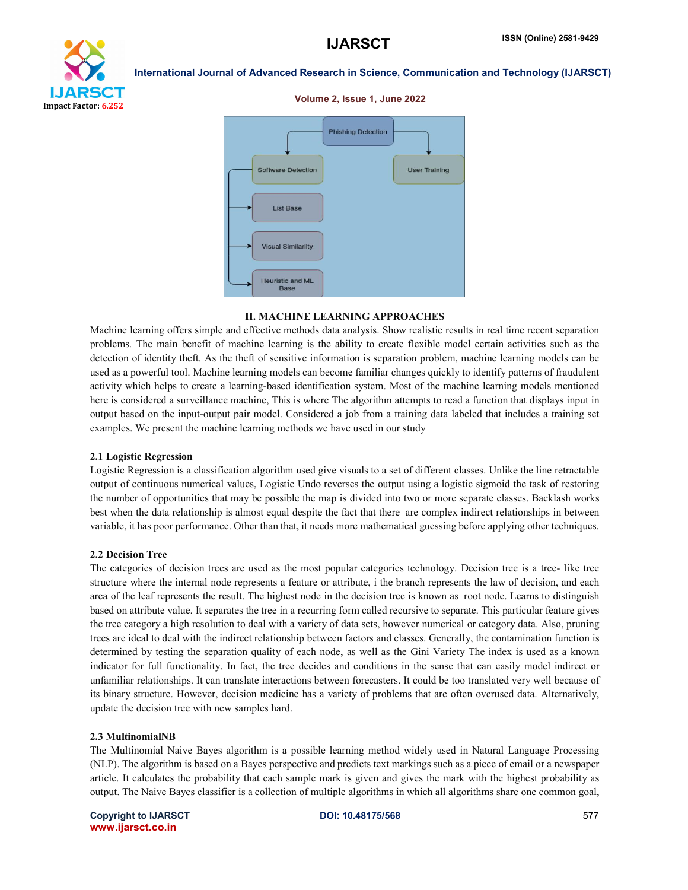## II. MACHINE LEARNING APPROACHES

Machine learning offers simple and effective methods data analysis. Show realistic results in real time recent separation problems. The main benefit of machine learning is the ability to create flexible model certain activities such as the detection of identity theft. As the theft of sensitive information is separation problem, machine learning models can be used as a powerful tool. Machine learning models can become familiar changes quickly to identify patterns of fraudulent activity which helps to create a learning-based identification system. Most of the machine learning models mentioned here is considered a surveillance machine, This is where The algorithm attempts to read a function that displays input in output based on the input-output pair model. Considered a job from a training data labeled that includes a training set examples. We present the machine learning methods we have used in our study

### 2.1 Logistic Regression

Logistic Regression is a classification algorithm used give visuals to a set of different classes. Unlike the line retractable output of continuous numerical values, Logistic Undo reverses the output using a logistic sigmoid the task of restoring the number of opportunities that may be possible the map is divided into two or more separate classes. Backlash works best when the data relationship is almost equal despite the fact that there are complex indirect relationships in between variable, it has poor performance. Other than that, it needs more mathematical guessing before applying other techniques.

### 2.2 Decision Tree

The categories of decision trees are used as the most popular categories technology. Decision tree is a tree- like tree structure where the internal node represents a feature or attribute, i the branch represents the law of decision, and each area of the leaf represents the result. The highest node in the decision tree is known as root node. Learns to distinguish based on attribute value. It separates the tree in a recurring form called recursive to separate. This particular feature gives the tree category a high resolution to deal with a variety of data sets, however numerical or category data. Also, pruning trees are ideal to deal with the indirect relationship between factors and classes. Generally, the contamination function is determined by testing the separation quality of each node, as well as the Gini Variety The index is used as a known indicator for full functionality. In fact, the tree decides and conditions in the sense that can easily model indirect or unfamiliar relationships. It can translate interactions between forecasters. It could be too translated very well because of its binary structure. However, decision medicine has a variety of problems that are often overused data. Alternatively, update the decision tree with new samples hard.

### 2.3 MultinomialNB

The Multinomial Naive Bayes algorithm is a possible learning method widely used in Natural Language Processing (NLP). The algorithm is based on a Bayes perspective and predicts text markings such as a piece of email or a newspaper article. It calculates the probability that each sample mark is given and gives the mark with the highest probability as output. The Naive Bayes classifier is a collection of multiple algorithms in which all algorithms share one common goal,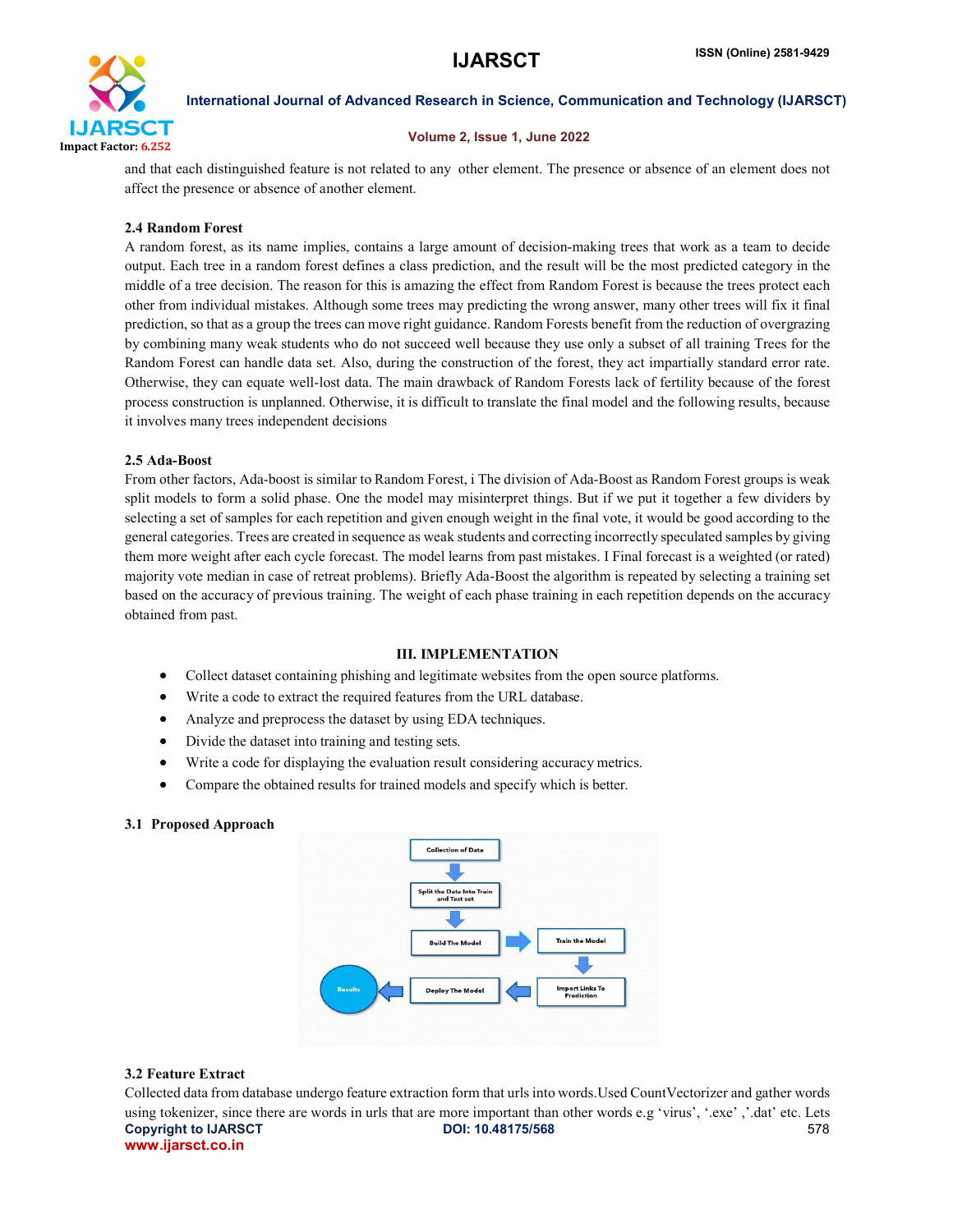and that each distinguished feature is not related to any other element. The presence or absence of an element does not affect the presence or absence of another element.

### 2.4 Random Forest

A random forest, as its name implies, contains a large amount of decision-making trees that work as a team to decide output. Each tree in a random forest defines a class prediction, and the result will be the most predicted category in the middle of a tree decision. The reason for this is amazing the effect from Random Forest is because the trees protect each other from individual mistakes. Although some trees may predicting the wrong answer, many other trees will fix it final prediction, so that as a group the trees can move right guidance. Random Forests benefit from the reduction of overgrazing by combining many weak students who do not succeed well because they use only a subset of all training Trees for the Random Forest can handle data set. Also, during the construction of the forest, they act impartially standard error rate. Otherwise, they can equate well-lost data. The main drawback of Random Forests lack of fertility because of the forest process construction is unplanned. Otherwise, it is difficult to translate the final model and the following results, because it involves many trees independent decisions

### 2.5 Ada-Boost

From other factors, Ada-boost is similar to Random Forest, i The division of Ada-Boost as Random Forest groups is weak split models to form a solid phase. One the model may misinterpret things. But if we put it together a few dividers by selecting a set of samples for each repetition and given enough weight in the final vote, it would be good according to the general categories. Trees are created in sequence as weak students and correcting incorrectly speculated samples by giving them more weight after each cycle forecast. The model learns from past mistakes. I Final forecast is a weighted (or rated) majority vote median in case of retreat problems). Briefly Ada-Boost the algorithm is repeated by selecting a training set based on the accuracy of previous training. The weight of each phase training in each repetition depends on the accuracy obtained from past.

## III. IMPLEMENTATION

- Collect dataset containing phishing and legitimate websites from the open source platforms.
- Write a code to extract the required features from the URL database.
- Analyze and preprocess the dataset by using EDA techniques.
- Divide the dataset into training and testing sets.
- Write a code for displaying the evaluation result considering accuracy metrics.
- Compare the obtained results for trained models and specify which is better.

### 3.1 Proposed Approach

Collection of Data → Split the Data Into Train and Test set → Build The Model → Train the Model → Import Links To Prediction → Deploy The Model → Results

### 3.2 Feature Extract

Collected data from database undergo feature extraction form that urls into words.Used CountVectorizer and gather words using tokenizer, since there are words in urls that are more important than other words e.g 'virus', '.exe' ,'.dat' etc. Lets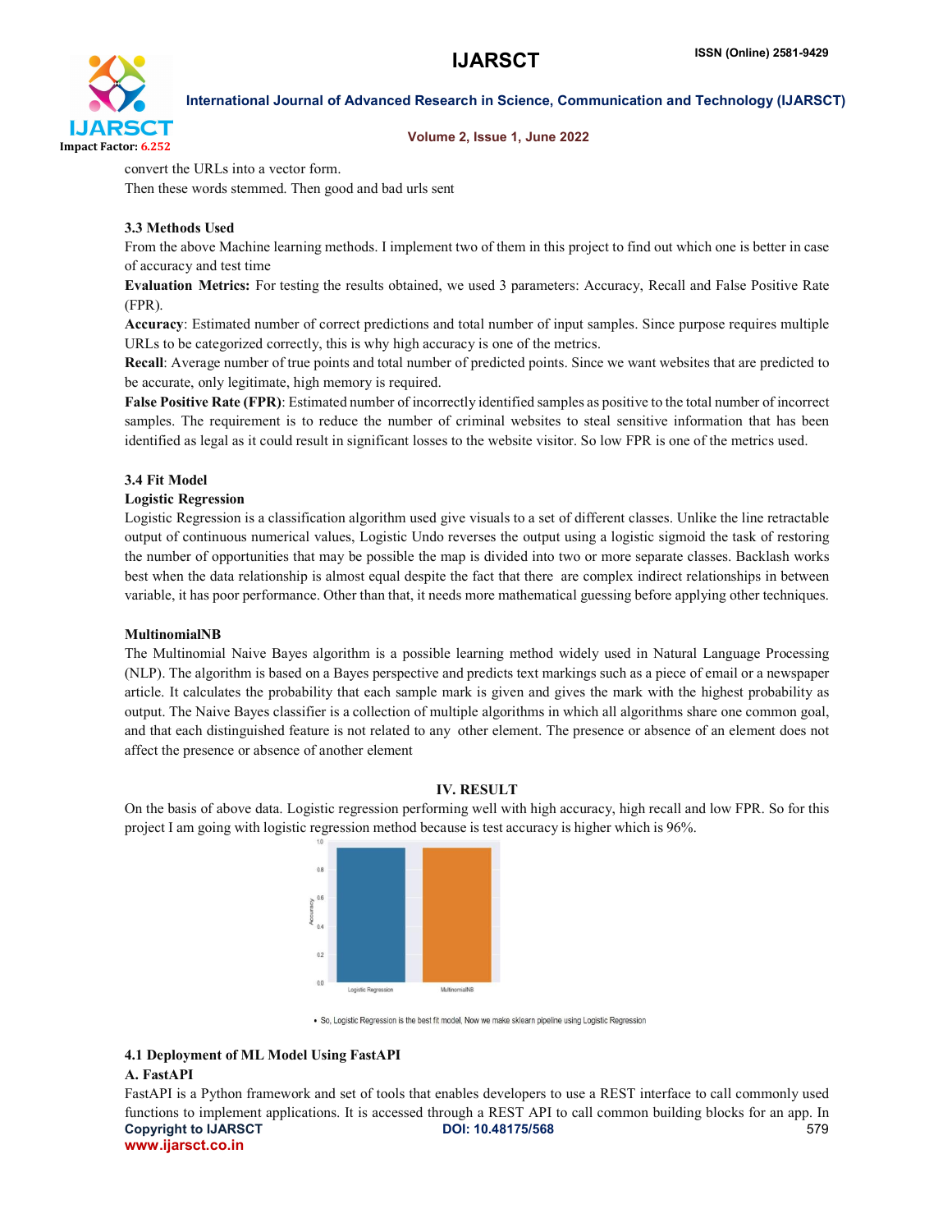convert the URLs into a vector form.

Then these words stemmed. Then good and bad urls sent

### 3.3 Methods Used

From the above Machine learning methods. I implement two of them in this project to find out which one is better in case of accuracy and test time

**Evaluation Metrics:** For testing the results obtained, we used 3 parameters: Accuracy, Recall and False Positive Rate (FPR).

**Accuracy**: Estimated number of correct predictions and total number of input samples. Since purpose requires multiple URLs to be categorized correctly, this is why high accuracy is one of the metrics.

**Recall**: Average number of true points and total number of predicted points. Since we want websites that are predicted to be accurate, only legitimate, high memory is required.

**False Positive Rate (FPR)**: Estimated number of incorrectly identified samples as positive to the total number of incorrect samples. The requirement is to reduce the number of criminal websites to steal sensitive information that has been identified as legal as it could result in significant losses to the website visitor. So low FPR is one of the metrics used.

### 3.4 Fit Model

**Logistic Regression**

Logistic Regression is a classification algorithm used give visuals to a set of different classes. Unlike the line retractable output of continuous numerical values, Logistic Undo reverses the output using a logistic sigmoid the task of restoring the number of opportunities that may be possible the map is divided into two or more separate classes. Backlash works best when the data relationship is almost equal despite the fact that there are complex indirect relationships in between variable, it has poor performance. Other than that, it needs more mathematical guessing before applying other techniques.

**MultinomialNB**

The Multinomial Naive Bayes algorithm is a possible learning method widely used in Natural Language Processing (NLP). The algorithm is based on a Bayes perspective and predicts text markings such as a piece of email or a newspaper article. It calculates the probability that each sample mark is given and gives the mark with the highest probability as output. The Naive Bayes classifier is a collection of multiple algorithms in which all algorithms share one common goal, and that each distinguished feature is not related to any other element. The presence or absence of an element does not affect the presence or absence of another element

## IV. RESULT

On the basis of above data. Logistic regression performing well with high accuracy, high recall and low FPR. So for this project I am going with logistic regression method because is test accuracy is higher which is 96%.

- So, Logistic Regression is the best fit model, Now we make sklearn pipeline using Logistic Regression

### 4.1 Deployment of ML Model Using FastAPI

**A. FastAPI**

FastAPI is a Python framework and set of tools that enables developers to use a REST interface to call commonly used functions to implement applications. It is accessed through a REST API to call common building blocks for an app. In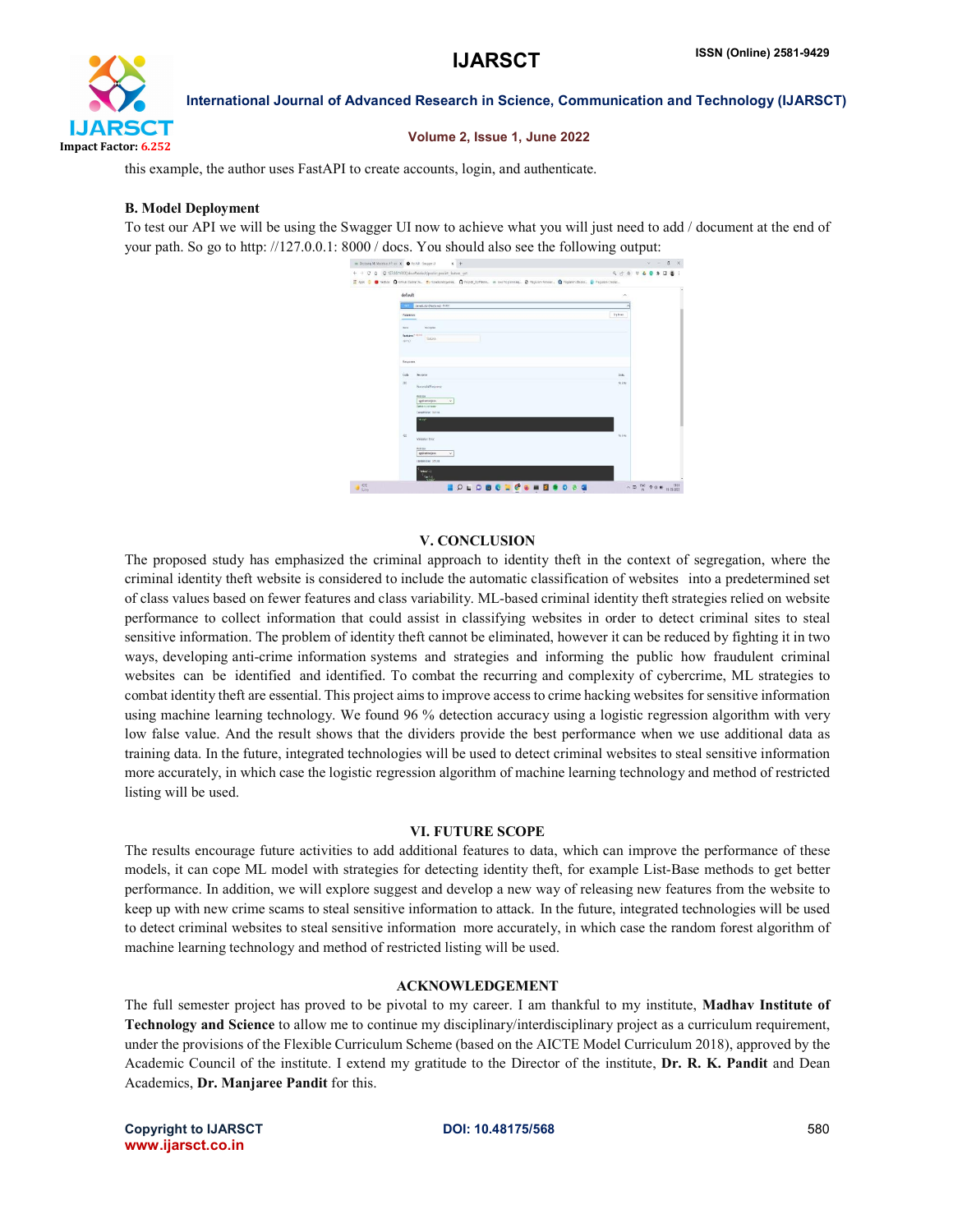this example, the author uses FastAPI to create accounts, login, and authenticate.

### B. Model Deployment

To test our API we will be using the Swagger UI now to achieve what you will just need to add / document at the end of your path. So go to http: //127.0.0.1: 8000 / docs. You should also see the following output:

## V. CONCLUSION

The proposed study has emphasized the criminal approach to identity theft in the context of segregation, where the criminal identity theft website is considered to include the automatic classification of websites into a predetermined set of class values based on fewer features and class variability. ML-based criminal identity theft strategies relied on website performance to collect information that could assist in classifying websites in order to detect criminal sites to steal sensitive information. The problem of identity theft cannot be eliminated, however it can be reduced by fighting it in two ways, developing anti-crime information systems and strategies and informing the public how fraudulent criminal websites can be identified and identified. To combat the recurring and complexity of cybercrime, ML strategies to combat identity theft are essential. This project aims to improve access to crime hacking websites for sensitive information using machine learning technology. We found 96 % detection accuracy using a logistic regression algorithm with very low false value. And the result shows that the dividers provide the best performance when we use additional data as training data. In the future, integrated technologies will be used to detect criminal websites to steal sensitive information more accurately, in which case the logistic regression algorithm of machine learning technology and method of restricted listing will be used.

## VI. FUTURE SCOPE

The results encourage future activities to add additional features to data, which can improve the performance of these models, it can cope ML model with strategies for detecting identity theft, for example List-Base methods to get better performance. In addition, we will explore suggest and develop a new way of releasing new features from the website to keep up with new crime scams to steal sensitive information to attack. In the future, integrated technologies will be used to detect criminal websites to steal sensitive information more accurately, in which case the random forest algorithm of machine learning technology and method of restricted listing will be used.

## ACKNOWLEDGEMENT

The full semester project has proved to be pivotal to my career. I am thankful to my institute, **Madhav Institute of Technology and Science** to allow me to continue my disciplinary/interdisciplinary project as a curriculum requirement, under the provisions of the Flexible Curriculum Scheme (based on the AICTE Model Curriculum 2018), approved by the Academic Council of the institute. I extend my gratitude to the Director of the institute, **Dr. R. K. Pandit** and Dean Academics, **Dr. Manjaree Pandit** for this.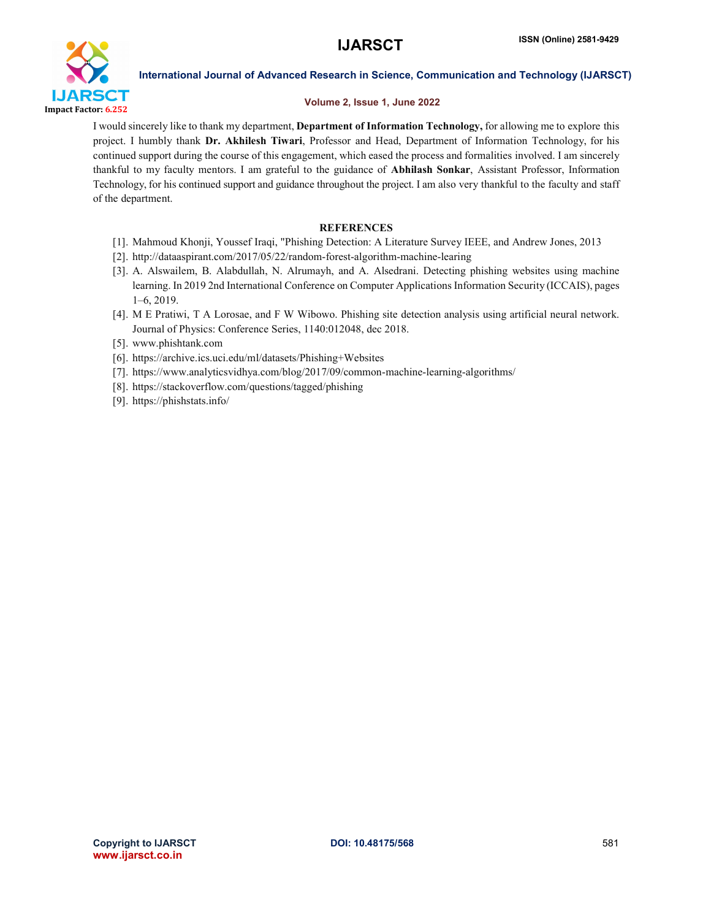I would sincerely like to thank my department, **Department of Information Technology,** for allowing me to explore this project. I humbly thank **Dr. Akhilesh Tiwari**, Professor and Head, Department of Information Technology, for his continued support during the course of this engagement, which eased the process and formalities involved. I am sincerely thankful to my faculty mentors. I am grateful to the guidance of **Abhilash Sonkar**, Assistant Professor, Information Technology, for his continued support and guidance throughout the project. I am also very thankful to the faculty and staff of the department.

## REFERENCES

[1]. Mahmoud Khonji, Youssef Iraqi, "Phishing Detection: A Literature Survey IEEE, and Andrew Jones, 2013

[2]. http://dataaspirant.com/2017/05/22/random-forest-algorithm-machine-learing

[3]. A. Alswailem, B. Alabdullah, N. Alrumayh, and A. Alsedrani. Detecting phishing websites using machine learning. In 2019 2nd International Conference on Computer Applications Information Security (ICCAIS), pages 1–6, 2019.

[4]. M E Pratiwi, T A Lorosae, and F W Wibowo. Phishing site detection analysis using artificial neural network. Journal of Physics: Conference Series, 1140:012048, dec 2018.

[5]. www.phishtank.com

[6]. https://archive.ics.uci.edu/ml/datasets/Phishing+Websites

[7]. https://www.analyticsvidhya.com/blog/2017/09/common-machine-learning-algorithms/

[8]. https://stackoverflow.com/questions/tagged/phishing

[9]. https://phishstats.info/